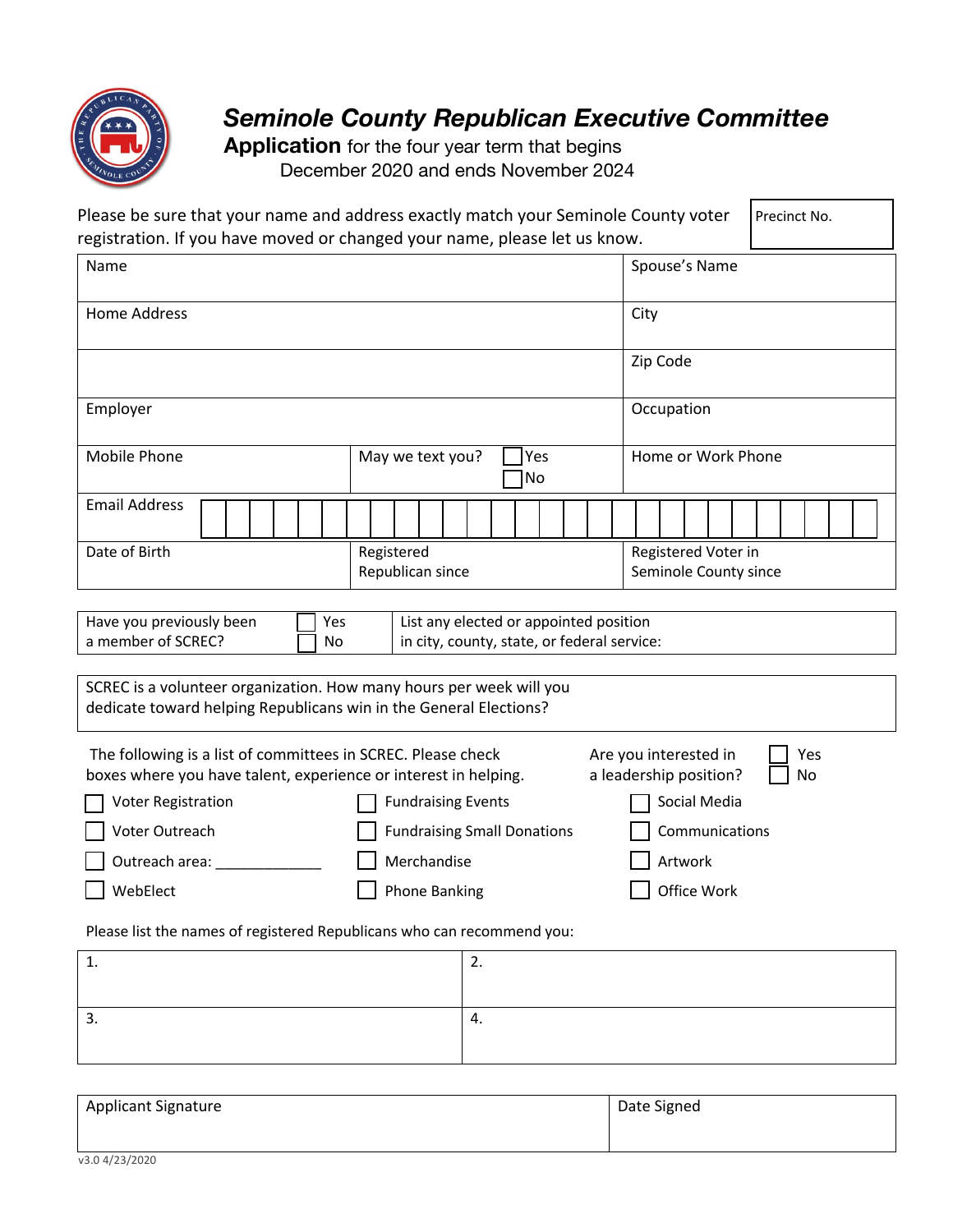# Seminole County Republican Executive Committee

**Application** for the four year term that begins December 2020 and ends November 2024

Please be sure that your name and address exactly match your Seminole County voter registration. If you have moved or changed your name, please let us know.

Precinct No.

| | | |
|---|---|---|
| Name | | Spouse's Name |
| Home Address | | City |
| | | Zip Code |
| Employer | | Occupation |
| Mobile Phone | May we text you? ☐ Yes ☐ No | Home or Work Phone |
| Email Address | | |
| Date of Birth | Registered Republican since | Registered Voter in Seminole County since |

| | |
|---|---|
| Have you previously been a member of SCREC? ☐ Yes ☐ No | List any elected or appointed position in city, county, state, or federal service: |

SCREC is a volunteer organization. How many hours per week will you dedicate toward helping Republicans win in the General Elections?

The following is a list of committees in SCREC. Please check boxes where you have talent, experience or interest in helping.

Are you interested in a leadership position? ☐ Yes ☐ No

| | | |
|---|---|---|
| ☐ Voter Registration | ☐ Fundraising Events | ☐ Social Media |
| ☐ Voter Outreach | ☐ Fundraising Small Donations | ☐ Communications |
| ☐ Outreach area: _____________ | ☐ Merchandise | ☐ Artwork |
| ☐ WebElect | ☐ Phone Banking | ☐ Office Work |

Please list the names of registered Republicans who can recommend you:

| | |
|---|---|
| 1. | 2. |
| 3. | 4. |

| | |
|---|---|
| Applicant Signature | Date Signed |

v3.0 4/23/2020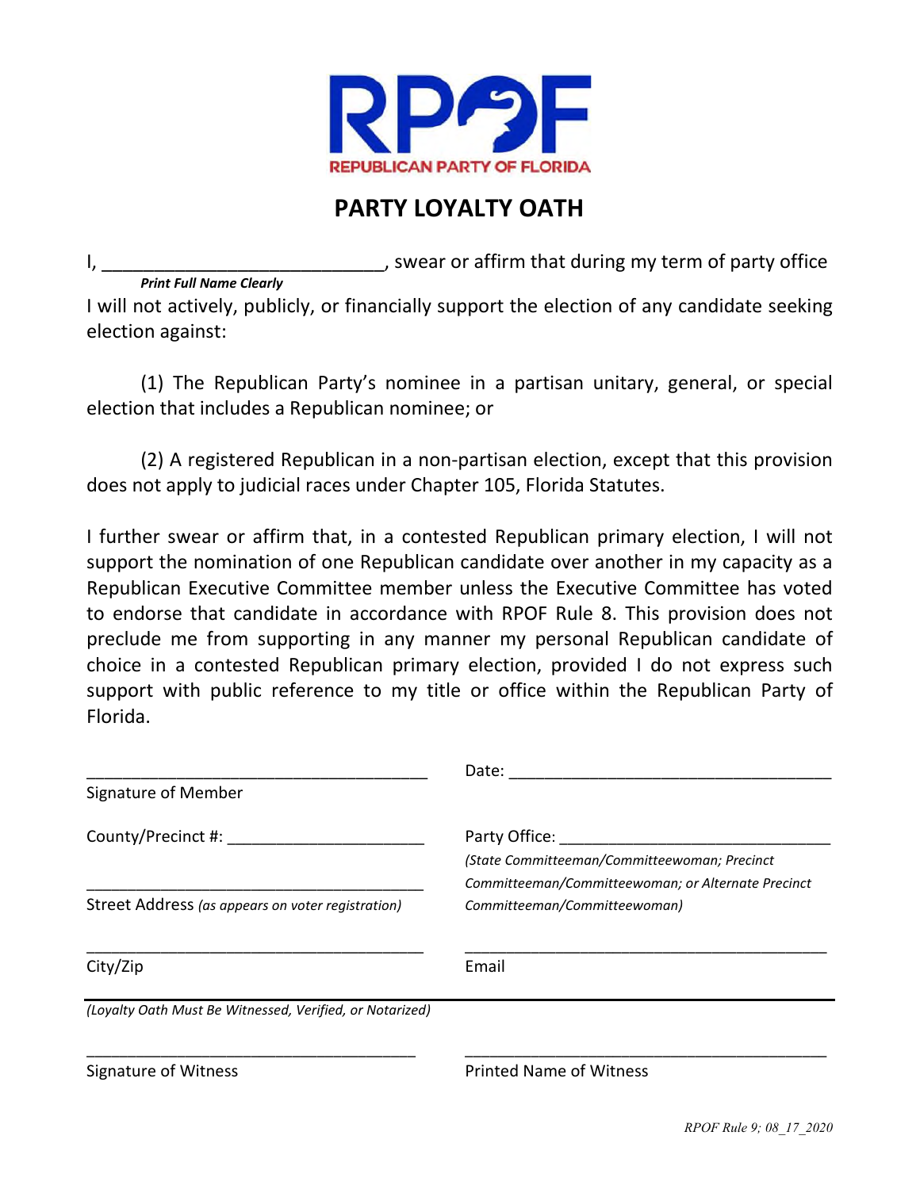RPOF

REPUBLICAN PARTY OF FLORIDA

# PARTY LOYALTY OATH

I, ___________________________, swear or affirm that during my term of party office
***Print Full Name Clearly***

I will not actively, publicly, or financially support the election of any candidate seeking election against:

(1) The Republican Party's nominee in a partisan unitary, general, or special election that includes a Republican nominee; or

(2) A registered Republican in a non-partisan election, except that this provision does not apply to judicial races under Chapter 105, Florida Statutes.

I further swear or affirm that, in a contested Republican primary election, I will not support the nomination of one Republican candidate over another in my capacity as a Republican Executive Committee member unless the Executive Committee has voted to endorse that candidate in accordance with RPOF Rule 8. This provision does not preclude me from supporting in any manner my personal Republican candidate of choice in a contested Republican primary election, provided I do not express such support with public reference to my title or office within the Republican Party of Florida.

_____________________________________
Signature of Member

Date: ___________________________________

County/Precinct #: ______________________

Party Office: _____________________________
*(State Committeeman/Committeewoman; Precinct Committeeman/Committeewoman; or Alternate Precinct Committeeman/Committeewoman)*

_____________________________________
Street Address *(as appears on voter registration)*

_____________________________________
City/Zip

_____________________________________
Email

*(Loyalty Oath Must Be Witnessed, Verified, or Notarized)*

_____________________________________
Signature of Witness

_____________________________________
Printed Name of Witness

*RPOF Rule 9; 08_17_2020*